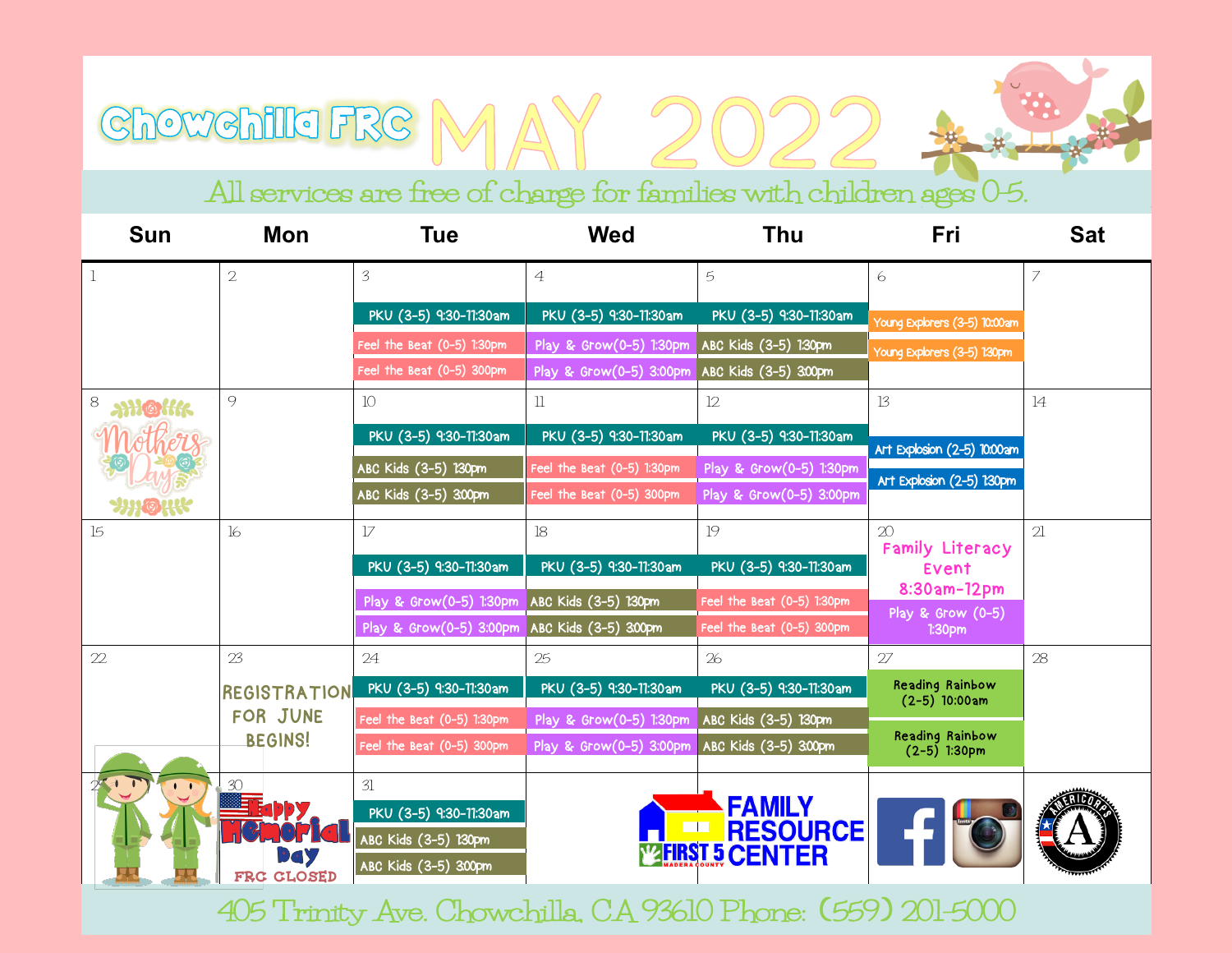# Chowchilla FRC MAY 2022

All services are free of charge for families with children ages 0-5.

| Sun | Mon | Tue | Wed | Thu | Fri | Sat |
|---|---|---|---|---|---|---|
| 1 | 2 | 3<br>PKU (3-5) 9:30-11:30am<br>Feel the Beat (0-5) 1:30pm<br>Feel the Beat (0-5) 3:00pm | 4<br>PKU (3-5) 9:30-11:30am<br>Play & Grow(0-5) 1:30pm<br>Play & Grow(0-5) 3:00pm | 5<br>PKU (3-5) 9:30-11:30am<br>ABC Kids (3-5) 1:30pm<br>ABC Kids (3-5) 3:00pm | 6<br>Young Explorers (3-5) 10:00am<br>Young Explorers (3-5) 1:30pm | 7 |
| 8<br>Mothers Day | 9 | 10<br>PKU (3-5) 9:30-11:30am<br>ABC Kids (3-5) 1:30pm<br>ABC Kids (3-5) 3:00pm | 11<br>PKU (3-5) 9:30-11:30am<br>Feel the Beat (0-5) 1:30pm<br>Feel the Beat (0-5) 3:00pm | 12<br>PKU (3-5) 9:30-11:30am<br>Play & Grow(0-5) 1:30pm<br>Play & Grow(0-5) 3:00pm | 13<br>Art Explosion (2-5) 10:00am<br>Art Explosion (2-5) 1:30pm | 14 |
| 15 | 16 | 17<br>PKU (3-5) 9:30-11:30am<br>Play & Grow(0-5) 1:30pm<br>Play & Grow(0-5) 3:00pm | 18<br>PKU (3-5) 9:30-11:30am<br>ABC Kids (3-5) 1:30pm<br>ABC Kids (3-5) 3:00pm | 19<br>PKU (3-5) 9:30-11:30am<br>Feel the Beat (0-5) 1:30pm<br>Feel the Beat (0-5) 3:00pm | 20<br>Family Literacy Event 8:30am-12pm<br>Play & Grow (0-5) 1:30pm | 21 |
| 22 | 23<br>REGISTRATION FOR JUNE BEGINS! | 24<br>PKU (3-5) 9:30-11:30am<br>Feel the Beat (0-5) 1:30pm<br>Feel the Beat (0-5) 3:00pm | 25<br>PKU (3-5) 9:30-11:30am<br>Play & Grow(0-5) 1:30pm<br>Play & Grow(0-5) 3:00pm | 26<br>PKU (3-5) 9:30-11:30am<br>ABC Kids (3-5) 1:30pm<br>ABC Kids (3-5) 3:00pm | 27<br>Reading Rainbow (2-5) 10:00am<br>Reading Rainbow (2-5) 1:30pm | 28 |
| 29 | 30<br>Happy Memorial Day<br>FRC CLOSED | 31<br>PKU (3-5) 9:30-11:30am<br>ABC Kids (3-5) 1:30pm<br>ABC Kids (3-5) 3:00pm | | | | |

FAMILY RESOURCE CENTER — FIRST 5 MADERA COUNTY

405 Trinity Ave. Chowchilla, CA 93610 Phone: (559) 201-5000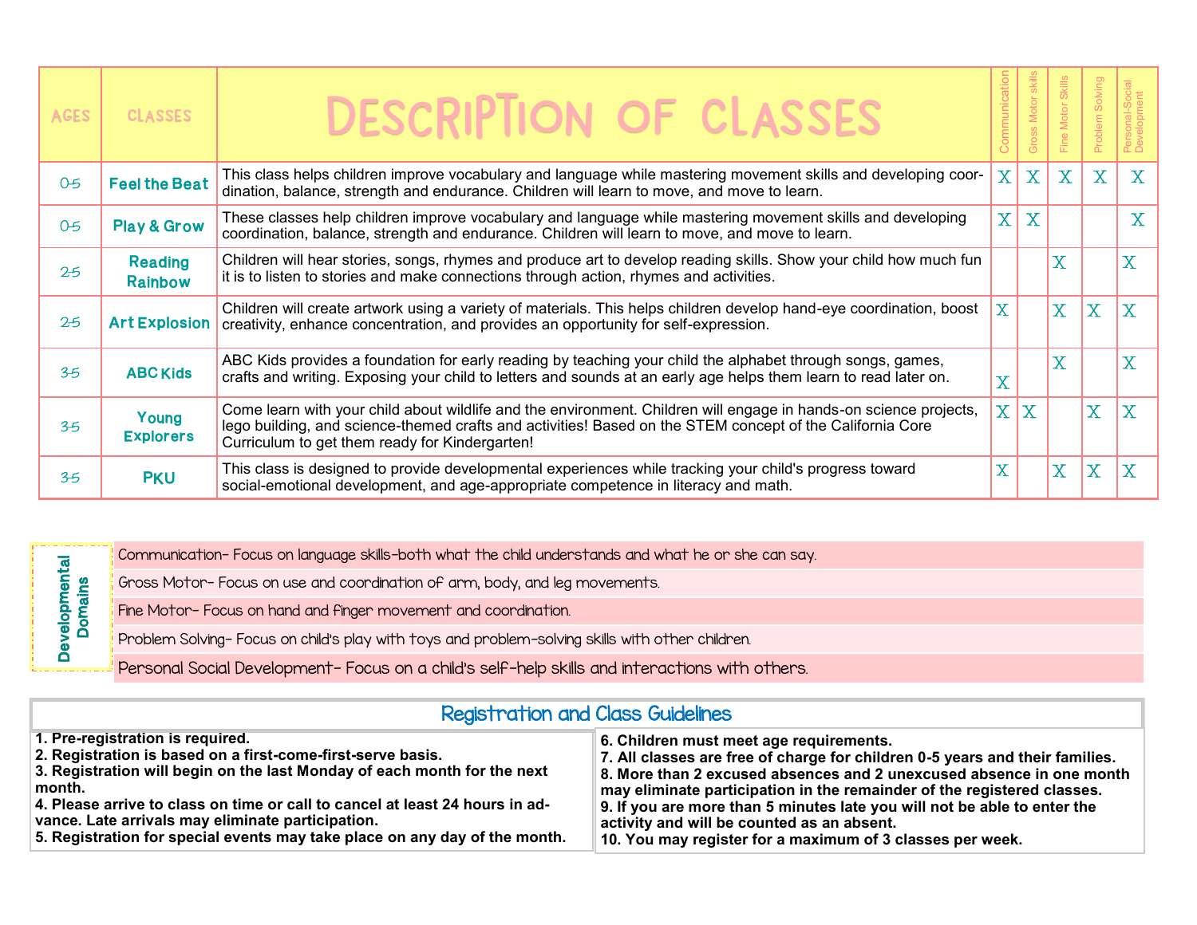| AGES | CLASSES | DESCRIPTION OF CLASSES | Communication | Gross Motor skills | Fine Motor Skills | Problem Solving | Personal-Social Development |
|---|---|---|---|---|---|---|---|
| 0-5 | **Feel the Beat** | This class helps children improve vocabulary and language while mastering movement skills and developing coordination, balance, strength and endurance. Children will learn to move, and move to learn. | X | X | X | X | X |
| 0-5 | **Play & Grow** | These classes help children improve vocabulary and language while mastering movement skills and developing coordination, balance, strength and endurance. Children will learn to move, and move to learn. | X | X | | | X |
| 2-5 | **Reading Rainbow** | Children will hear stories, songs, rhymes and produce art to develop reading skills. Show your child how much fun it is to listen to stories and make connections through action, rhymes and activities. | | | X | | X |
| 2-5 | **Art Explosion** | Children will create artwork using a variety of materials. This helps children develop hand-eye coordination, boost creativity, enhance concentration, and provides an opportunity for self-expression. | X | | X | X | X |
| 3-5 | **ABC Kids** | ABC Kids provides a foundation for early reading by teaching your child the alphabet through songs, games, crafts and writing. Exposing your child to letters and sounds at an early age helps them learn to read later on. | X | | X | | X |
| 3-5 | **Young Explorers** | Come learn with your child about wildlife and the environment. Children will engage in hands-on science projects, lego building, and science-themed crafts and activities! Based on the STEM concept of the California Core Curriculum to get them ready for Kindergarten! | X | X | | X | X |
| 3-5 | **PKU** | This class is designed to provide developmental experiences while tracking your child's progress toward social-emotional development, and age-appropriate competence in literacy and math. | X | | X | X | X |

**Developmental Domains**

- Communication- Focus on language skills-both what the child understands and what he or she can say.
- Gross Motor- Focus on use and coordination of arm, body, and leg movements.
- Fine Motor- Focus on hand and finger movement and coordination.
- Problem Solving- Focus on child's play with toys and problem-solving skills with other children.
- Personal Social Development- Focus on a child's self-help skills and interactions with others.

## Registration and Class Guidelines

1. **Pre-registration is required.**
2. **Registration is based on a first-come-first-serve basis.**
3. **Registration will begin on the last Monday of each month for the next month.**
4. **Please arrive to class on time or call to cancel at least 24 hours in advance. Late arrivals may eliminate participation.**
5. **Registration for special events may take place on any day of the month.**
6. **Children must meet age requirements.**
7. **All classes are free of charge for children 0-5 years and their families.**
8. **More than 2 excused absences and 2 unexcused absence in one month may eliminate participation in the remainder of the registered classes.**
9. **If you are more than 5 minutes late you will not be able to enter the activity and will be counted as an absent.**
10. **You may register for a maximum of 3 classes per week.**